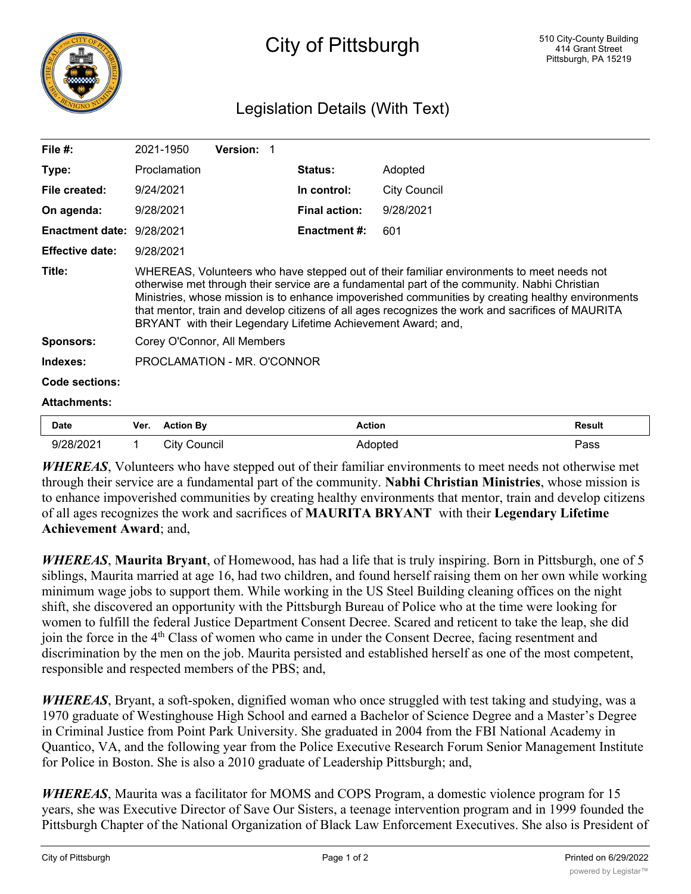# City of Pittsburgh

510 City-County Building
414 Grant Street
Pittsburgh, PA 15219

## Legislation Details (With Text)

| | | | |
|---|---|---|---|
| **File #:** | 2021-1950 **Version:** 1 | | |
| **Type:** | Proclamation | **Status:** | Adopted |
| **File created:** | 9/24/2021 | **In control:** | City Council |
| **On agenda:** | 9/28/2021 | **Final action:** | 9/28/2021 |
| **Enactment date:** | 9/28/2021 | **Enactment #:** | 601 |
| **Effective date:** | 9/28/2021 | | |

**Title:** WHEREAS, Volunteers who have stepped out of their familiar environments to meet needs not otherwise met through their service are a fundamental part of the community. Nabhi Christian Ministries, whose mission is to enhance impoverished communities by creating healthy environments that mentor, train and develop citizens of all ages recognizes the work and sacrifices of MAURITA BRYANT with their Legendary Lifetime Achievement Award; and,

**Sponsors:** Corey O'Connor, All Members

**Indexes:** PROCLAMATION - MR. O'CONNOR

**Code sections:**

**Attachments:**

| Date | Ver. | Action By | Action | Result |
|---|---|---|---|---|
| 9/28/2021 | 1 | City Council | Adopted | Pass |

***WHEREAS***, Volunteers who have stepped out of their familiar environments to meet needs not otherwise met through their service are a fundamental part of the community. **Nabhi Christian Ministries**, whose mission is to enhance impoverished communities by creating healthy environments that mentor, train and develop citizens of all ages recognizes the work and sacrifices of **MAURITA BRYANT** with their **Legendary Lifetime Achievement Award**; and,

***WHEREAS***, **Maurita Bryant**, of Homewood, has had a life that is truly inspiring. Born in Pittsburgh, one of 5 siblings, Maurita married at age 16, had two children, and found herself raising them on her own while working minimum wage jobs to support them. While working in the US Steel Building cleaning offices on the night shift, she discovered an opportunity with the Pittsburgh Bureau of Police who at the time were looking for women to fulfill the federal Justice Department Consent Decree. Scared and reticent to take the leap, she did join the force in the 4th Class of women who came in under the Consent Decree, facing resentment and discrimination by the men on the job. Maurita persisted and established herself as one of the most competent, responsible and respected members of the PBS; and,

***WHEREAS***, Bryant, a soft-spoken, dignified woman who once struggled with test taking and studying, was a 1970 graduate of Westinghouse High School and earned a Bachelor of Science Degree and a Master's Degree in Criminal Justice from Point Park University. She graduated in 2004 from the FBI National Academy in Quantico, VA, and the following year from the Police Executive Research Forum Senior Management Institute for Police in Boston. She is also a 2010 graduate of Leadership Pittsburgh; and,

***WHEREAS***, Maurita was a facilitator for MOMS and COPS Program, a domestic violence program for 15 years, she was Executive Director of Save Our Sisters, a teenage intervention program and in 1999 founded the Pittsburgh Chapter of the National Organization of Black Law Enforcement Executives. She also is President of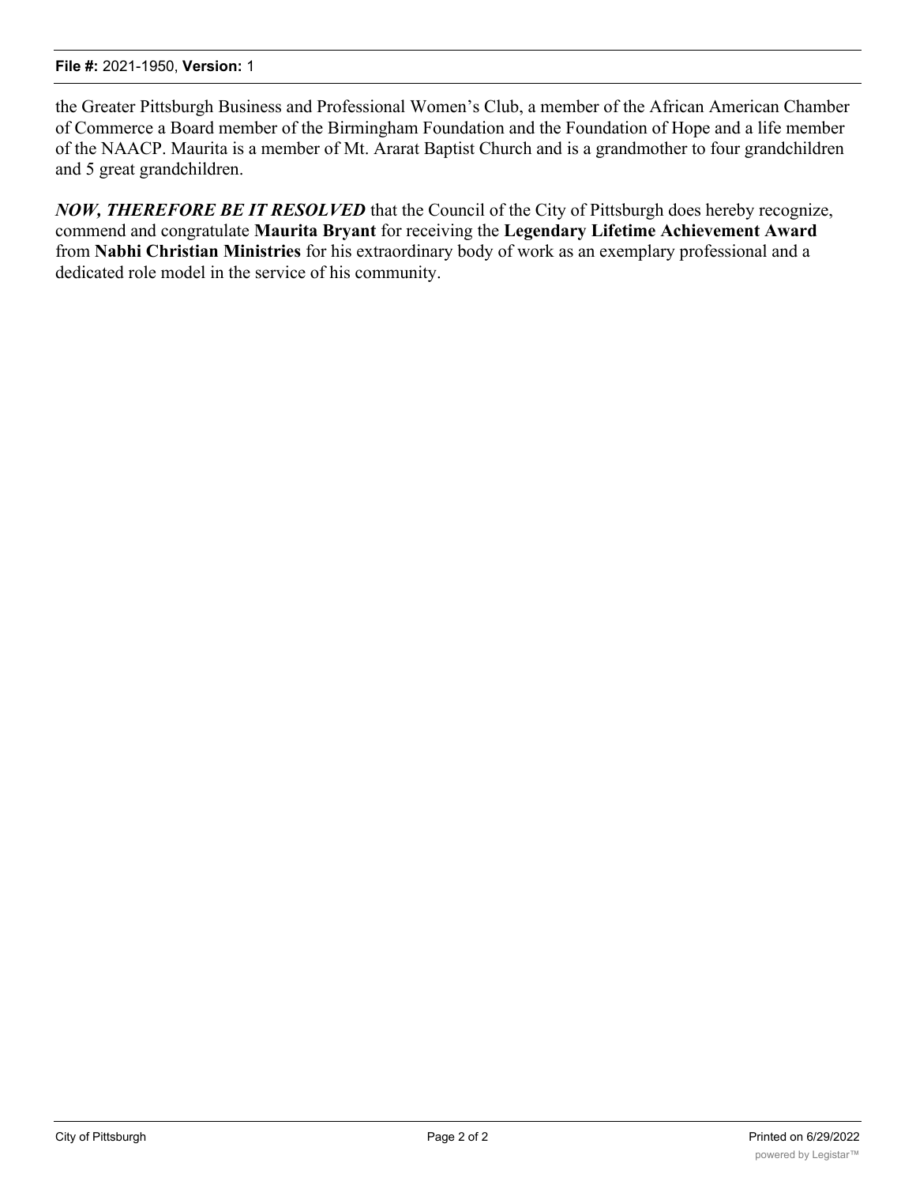the Greater Pittsburgh Business and Professional Women's Club, a member of the African American Chamber of Commerce a Board member of the Birmingham Foundation and the Foundation of Hope and a life member of the NAACP. Maurita is a member of Mt. Ararat Baptist Church and is a grandmother to four grandchildren and 5 great grandchildren.

***NOW, THEREFORE BE IT RESOLVED*** that the Council of the City of Pittsburgh does hereby recognize, commend and congratulate **Maurita Bryant** for receiving the **Legendary Lifetime Achievement Award** from **Nabhi Christian Ministries** for his extraordinary body of work as an exemplary professional and a dedicated role model in the service of his community.